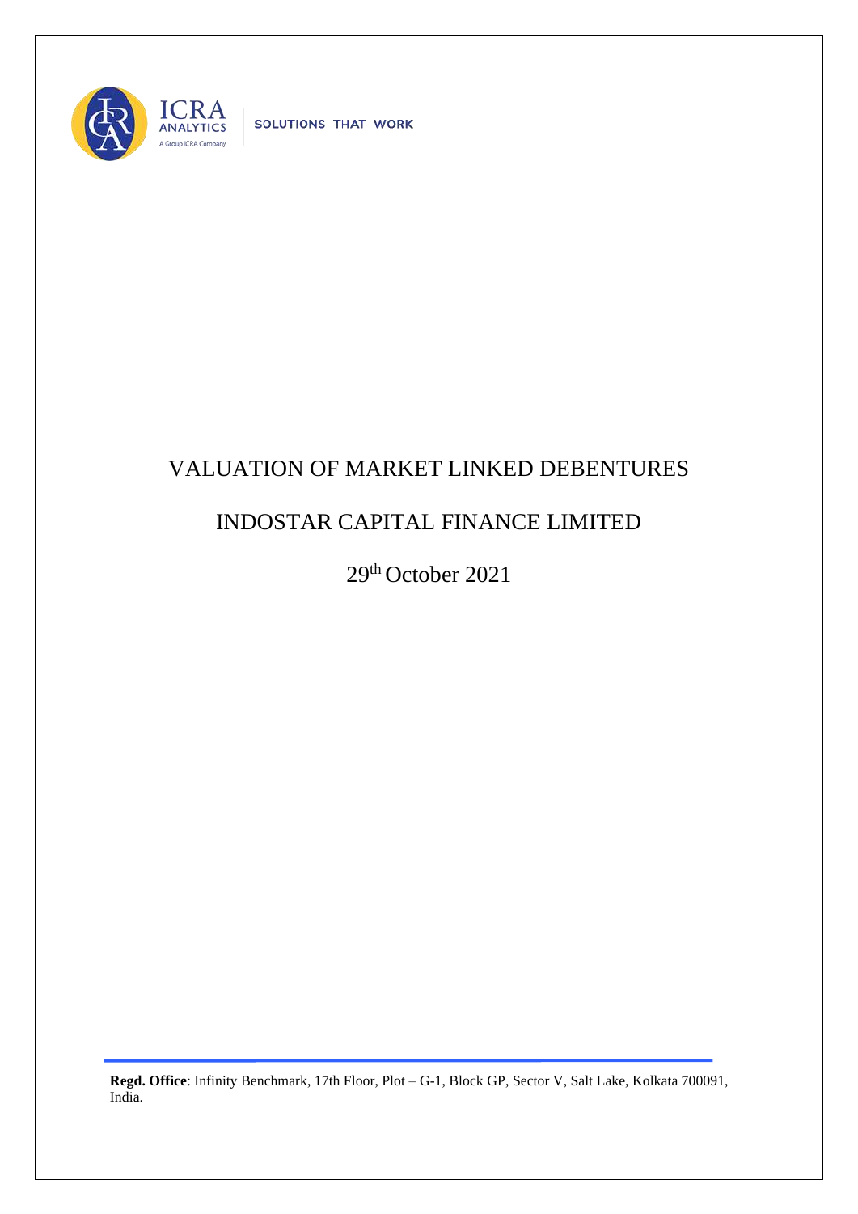ICRA ANALYTICS

A Group ICRA Company

SOLUTIONS THAT WORK

# VALUATION OF MARKET LINKED DEBENTURES

# INDOSTAR CAPITAL FINANCE LIMITED

29th October 2021

**Regd. Office**: Infinity Benchmark, 17th Floor, Plot – G-1, Block GP, Sector V, Salt Lake, Kolkata 700091, India.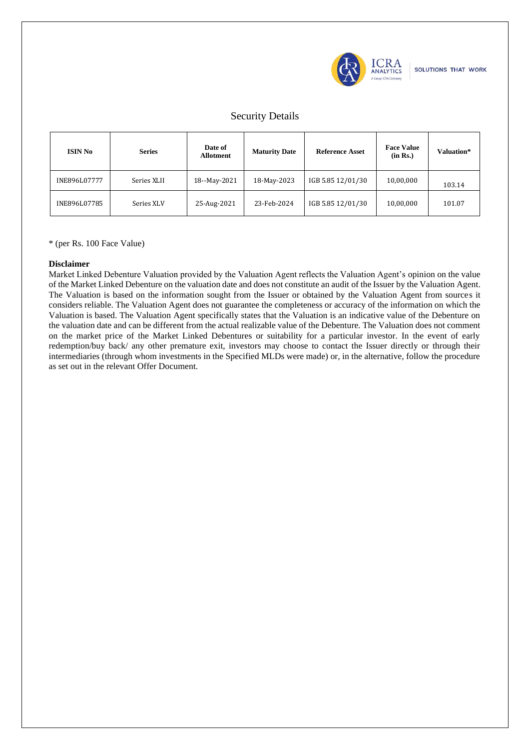# Security Details

| ISIN No | Series | Date of Allotment | Maturity Date | Reference Asset | Face Value (in Rs.) | Valuation* |
|---|---|---|---|---|---|---|
| INE896L07777 | Series XLII | 18--May-2021 | 18-May-2023 | IGB 5.85 12/01/30 | 10,00,000 | 103.14 |
| INE896L07785 | Series XLV | 25-Aug-2021 | 23-Feb-2024 | IGB 5.85 12/01/30 | 10,00,000 | 101.07 |

\* (per Rs. 100 Face Value)

**Disclaimer**

Market Linked Debenture Valuation provided by the Valuation Agent reflects the Valuation Agent's opinion on the value of the Market Linked Debenture on the valuation date and does not constitute an audit of the Issuer by the Valuation Agent. The Valuation is based on the information sought from the Issuer or obtained by the Valuation Agent from sources it considers reliable. The Valuation Agent does not guarantee the completeness or accuracy of the information on which the Valuation is based. The Valuation Agent specifically states that the Valuation is an indicative value of the Debenture on the valuation date and can be different from the actual realizable value of the Debenture. The Valuation does not comment on the market price of the Market Linked Debentures or suitability for a particular investor. In the event of early redemption/buy back/ any other premature exit, investors may choose to contact the Issuer directly or through their intermediaries (through whom investments in the Specified MLDs were made) or, in the alternative, follow the procedure as set out in the relevant Offer Document.